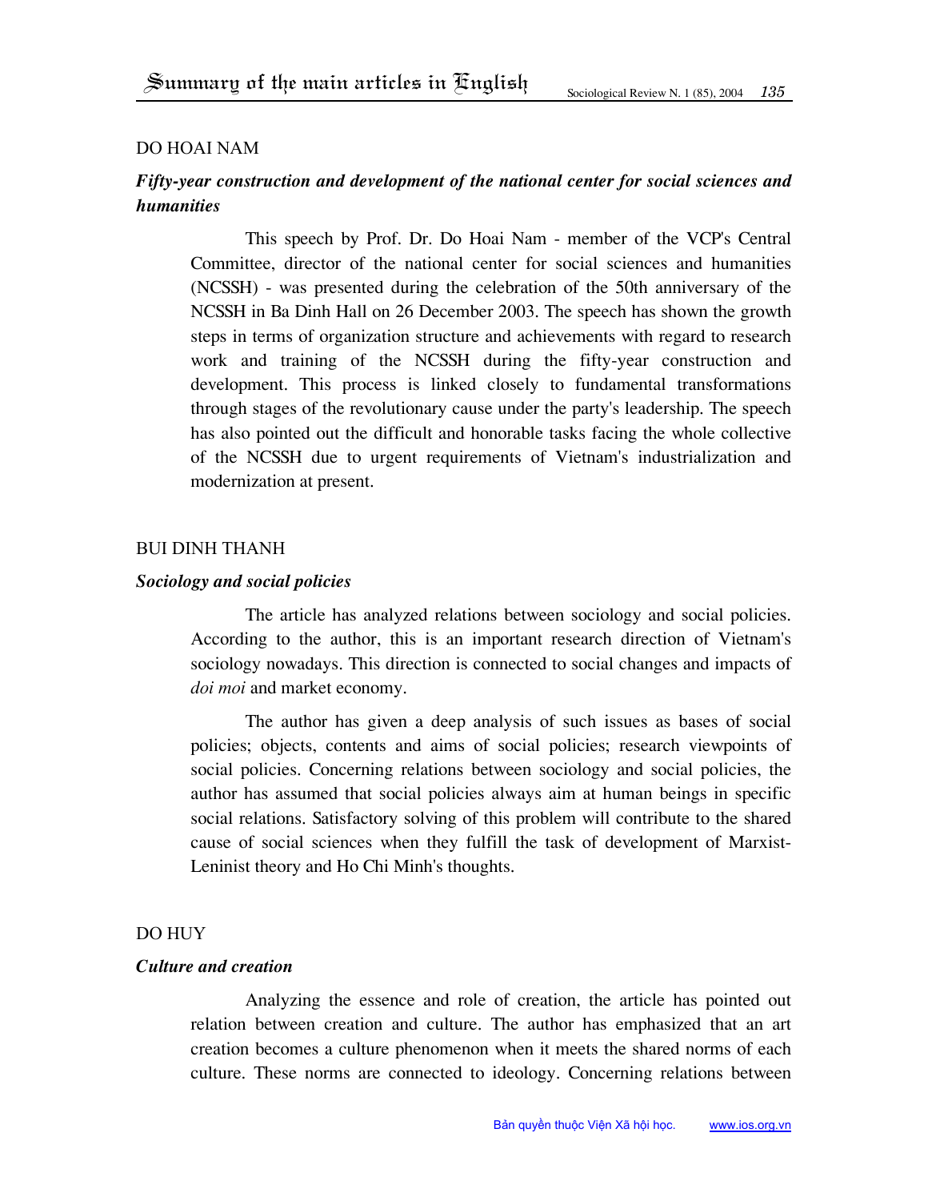DO HOAI NAM

***Fifty-year construction and development of the national center for social sciences and humanities***

This speech by Prof. Dr. Do Hoai Nam - member of the VCP's Central Committee, director of the national center for social sciences and humanities (NCSSH) - was presented during the celebration of the 50th anniversary of the NCSSH in Ba Dinh Hall on 26 December 2003. The speech has shown the growth steps in terms of organization structure and achievements with regard to research work and training of the NCSSH during the fifty-year construction and development. This process is linked closely to fundamental transformations through stages of the revolutionary cause under the party's leadership. The speech has also pointed out the difficult and honorable tasks facing the whole collective of the NCSSH due to urgent requirements of Vietnam's industrialization and modernization at present.

BUI DINH THANH

***Sociology and social policies***

The article has analyzed relations between sociology and social policies. According to the author, this is an important research direction of Vietnam's sociology nowadays. This direction is connected to social changes and impacts of *doi moi* and market economy.

The author has given a deep analysis of such issues as bases of social policies; objects, contents and aims of social policies; research viewpoints of social policies. Concerning relations between sociology and social policies, the author has assumed that social policies always aim at human beings in specific social relations. Satisfactory solving of this problem will contribute to the shared cause of social sciences when they fulfill the task of development of Marxist-Leninist theory and Ho Chi Minh's thoughts.

DO HUY

***Culture and creation***

Analyzing the essence and role of creation, the article has pointed out relation between creation and culture. The author has emphasized that an art creation becomes a culture phenomenon when it meets the shared norms of each culture. These norms are connected to ideology. Concerning relations between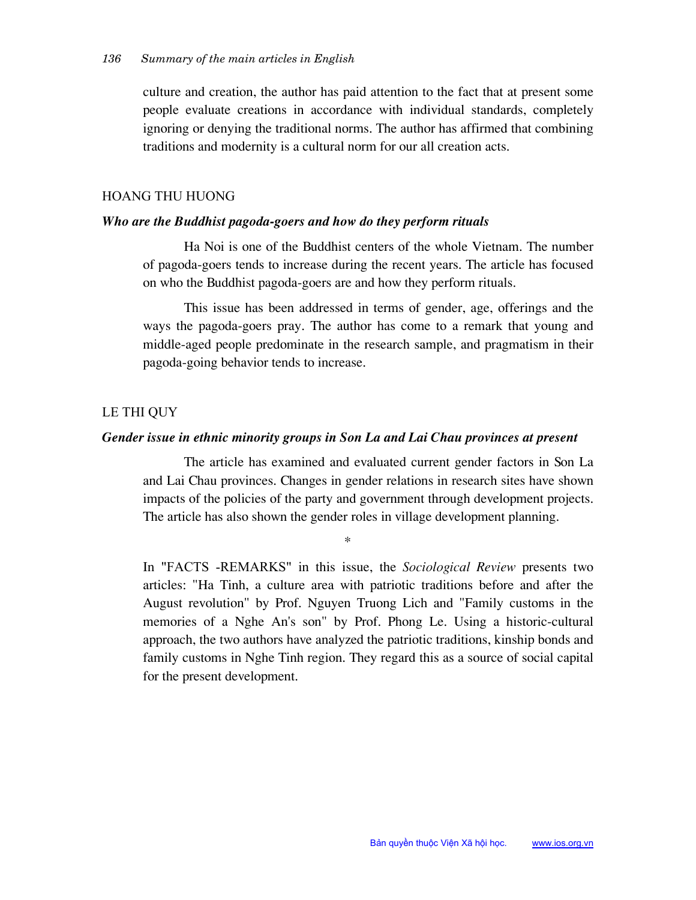culture and creation, the author has paid attention to the fact that at present some people evaluate creations in accordance with individual standards, completely ignoring or denying the traditional norms. The author has affirmed that combining traditions and modernity is a cultural norm for our all creation acts.

HOANG THU HUONG

***Who are the Buddhist pagoda-goers and how do they perform rituals***

Ha Noi is one of the Buddhist centers of the whole Vietnam. The number of pagoda-goers tends to increase during the recent years. The article has focused on who the Buddhist pagoda-goers are and how they perform rituals.

This issue has been addressed in terms of gender, age, offerings and the ways the pagoda-goers pray. The author has come to a remark that young and middle-aged people predominate in the research sample, and pragmatism in their pagoda-going behavior tends to increase.

LE THI QUY

***Gender issue in ethnic minority groups in Son La and Lai Chau provinces at present***

The article has examined and evaluated current gender factors in Son La and Lai Chau provinces. Changes in gender relations in research sites have shown impacts of the policies of the party and government through development projects. The article has also shown the gender roles in village development planning.

*

In "FACTS -REMARKS" in this issue, the *Sociological Review* presents two articles: "Ha Tinh, a culture area with patriotic traditions before and after the August revolution" by Prof. Nguyen Truong Lich and "Family customs in the memories of a Nghe An's son" by Prof. Phong Le. Using a historic-cultural approach, the two authors have analyzed the patriotic traditions, kinship bonds and family customs in Nghe Tinh region. They regard this as a source of social capital for the present development.